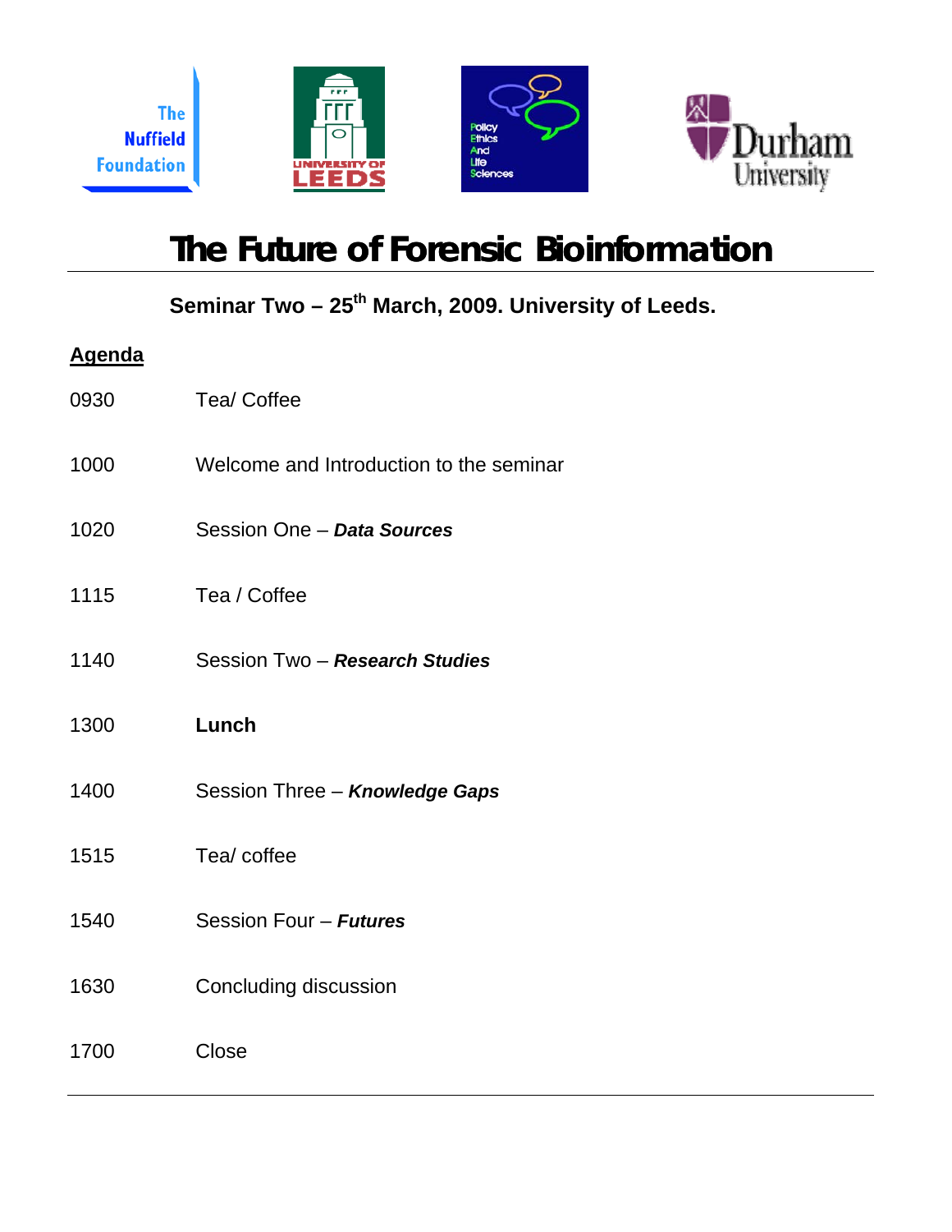# The Future of Forensic Bioinformation

## Seminar Two – 25th March, 2009. University of Leeds.

**Agenda**

| | |
|---|---|
| 0930 | Tea/ Coffee |
| 1000 | Welcome and Introduction to the seminar |
| 1020 | Session One – ***Data Sources*** |
| 1115 | Tea / Coffee |
| 1140 | Session Two – ***Research Studies*** |
| 1300 | **Lunch** |
| 1400 | Session Three – ***Knowledge Gaps*** |
| 1515 | Tea/ coffee |
| 1540 | Session Four – ***Futures*** |
| 1630 | Concluding discussion |
| 1700 | Close |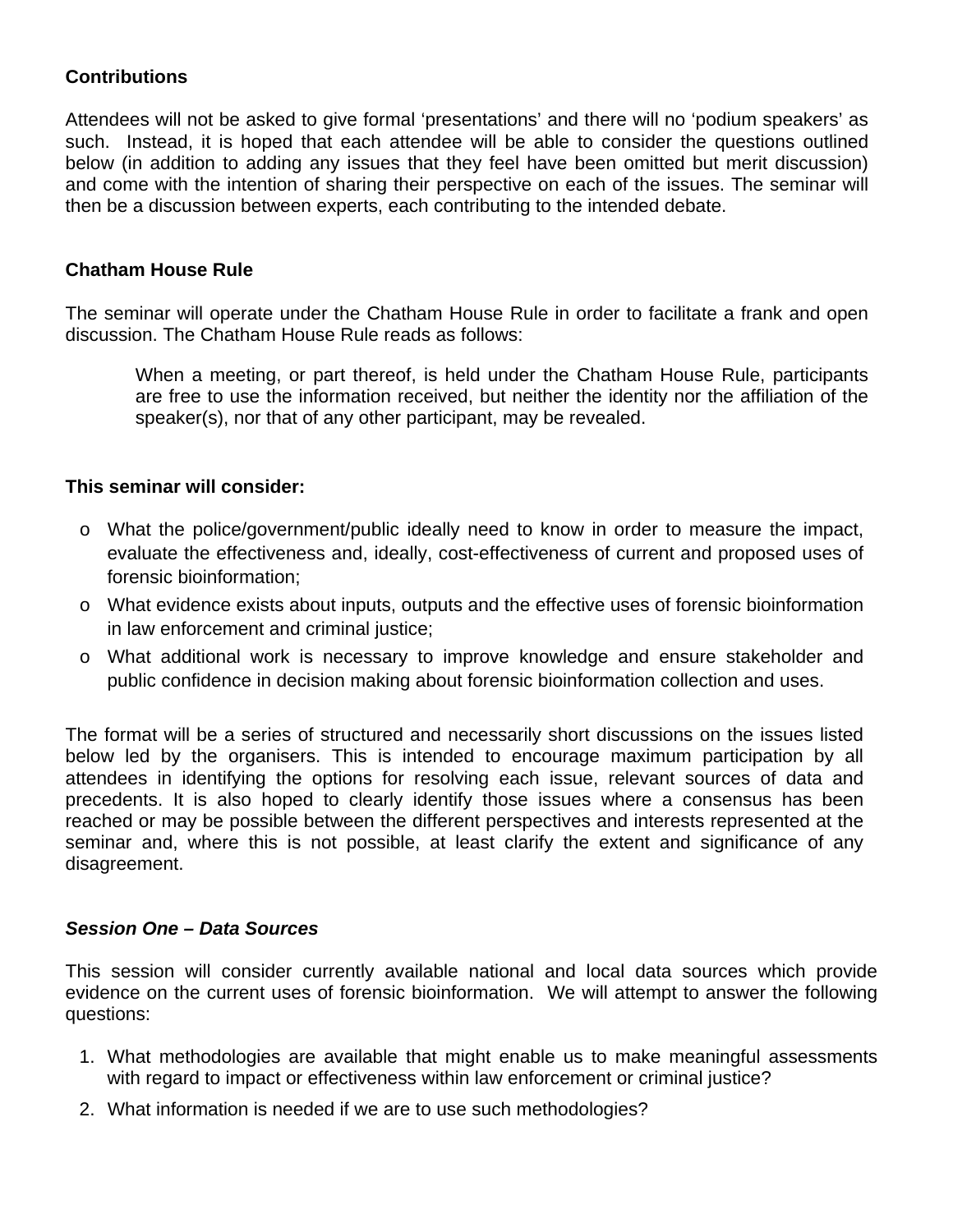**Contributions**

Attendees will not be asked to give formal 'presentations' and there will no 'podium speakers' as such. Instead, it is hoped that each attendee will be able to consider the questions outlined below (in addition to adding any issues that they feel have been omitted but merit discussion) and come with the intention of sharing their perspective on each of the issues. The seminar will then be a discussion between experts, each contributing to the intended debate.

**Chatham House Rule**

The seminar will operate under the Chatham House Rule in order to facilitate a frank and open discussion. The Chatham House Rule reads as follows:

> When a meeting, or part thereof, is held under the Chatham House Rule, participants are free to use the information received, but neither the identity nor the affiliation of the speaker(s), nor that of any other participant, may be revealed.

**This seminar will consider:**

- What the police/government/public ideally need to know in order to measure the impact, evaluate the effectiveness and, ideally, cost-effectiveness of current and proposed uses of forensic bioinformation;
- What evidence exists about inputs, outputs and the effective uses of forensic bioinformation in law enforcement and criminal justice;
- What additional work is necessary to improve knowledge and ensure stakeholder and public confidence in decision making about forensic bioinformation collection and uses.

The format will be a series of structured and necessarily short discussions on the issues listed below led by the organisers. This is intended to encourage maximum participation by all attendees in identifying the options for resolving each issue, relevant sources of data and precedents. It is also hoped to clearly identify those issues where a consensus has been reached or may be possible between the different perspectives and interests represented at the seminar and, where this is not possible, at least clarify the extent and significance of any disagreement.

***Session One – Data Sources***

This session will consider currently available national and local data sources which provide evidence on the current uses of forensic bioinformation. We will attempt to answer the following questions:

1. What methodologies are available that might enable us to make meaningful assessments with regard to impact or effectiveness within law enforcement or criminal justice?
2. What information is needed if we are to use such methodologies?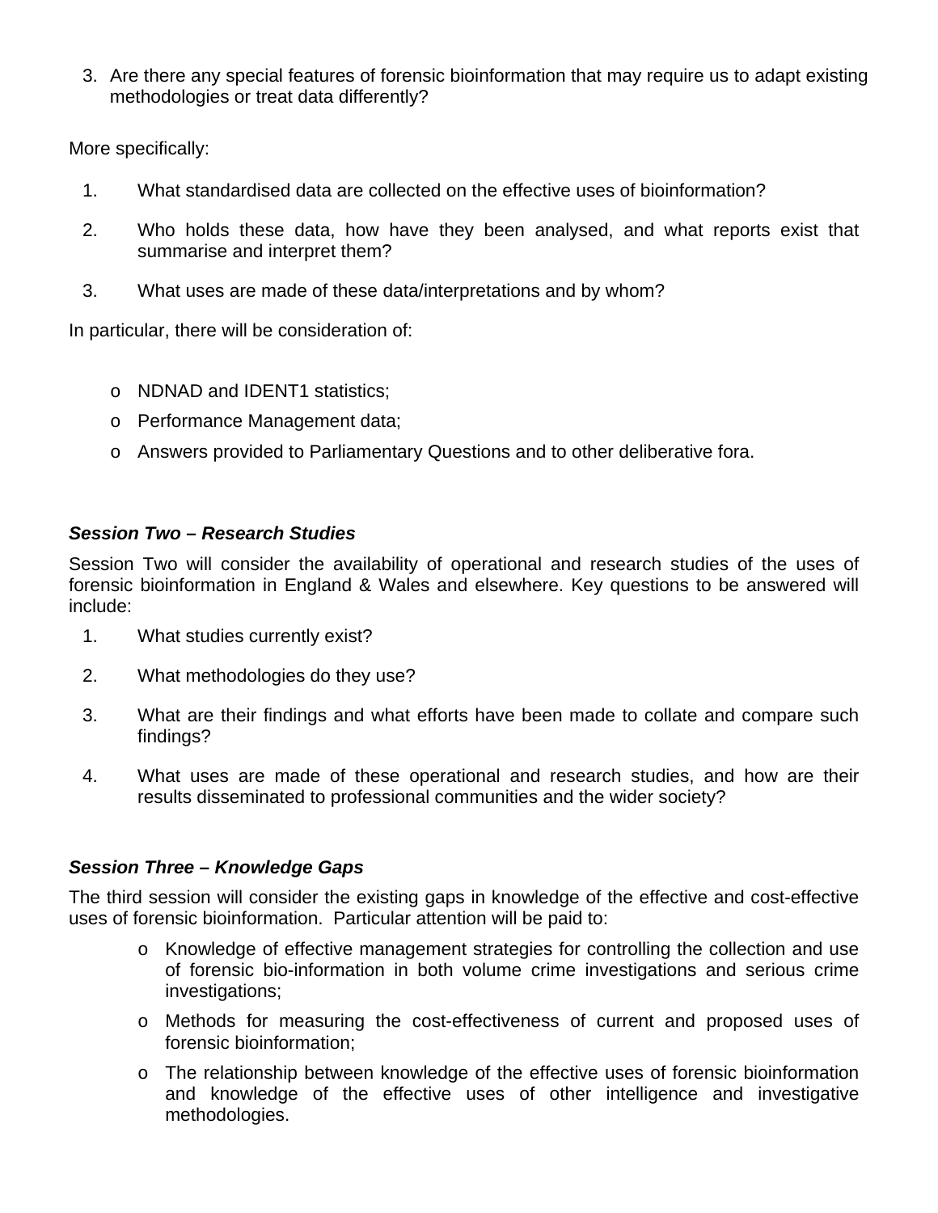3. Are there any special features of forensic bioinformation that may require us to adapt existing methodologies or treat data differently?

More specifically:

1. What standardised data are collected on the effective uses of bioinformation?
2. Who holds these data, how have they been analysed, and what reports exist that summarise and interpret them?
3. What uses are made of these data/interpretations and by whom?

In particular, there will be consideration of:

- NDNAD and IDENT1 statistics;
- Performance Management data;
- Answers provided to Parliamentary Questions and to other deliberative fora.

***Session Two – Research Studies***

Session Two will consider the availability of operational and research studies of the uses of forensic bioinformation in England & Wales and elsewhere. Key questions to be answered will include:

1. What studies currently exist?
2. What methodologies do they use?
3. What are their findings and what efforts have been made to collate and compare such findings?
4. What uses are made of these operational and research studies, and how are their results disseminated to professional communities and the wider society?

***Session Three – Knowledge Gaps***

The third session will consider the existing gaps in knowledge of the effective and cost-effective uses of forensic bioinformation. Particular attention will be paid to:

- Knowledge of effective management strategies for controlling the collection and use of forensic bio-information in both volume crime investigations and serious crime investigations;
- Methods for measuring the cost-effectiveness of current and proposed uses of forensic bioinformation;
- The relationship between knowledge of the effective uses of forensic bioinformation and knowledge of the effective uses of other intelligence and investigative methodologies.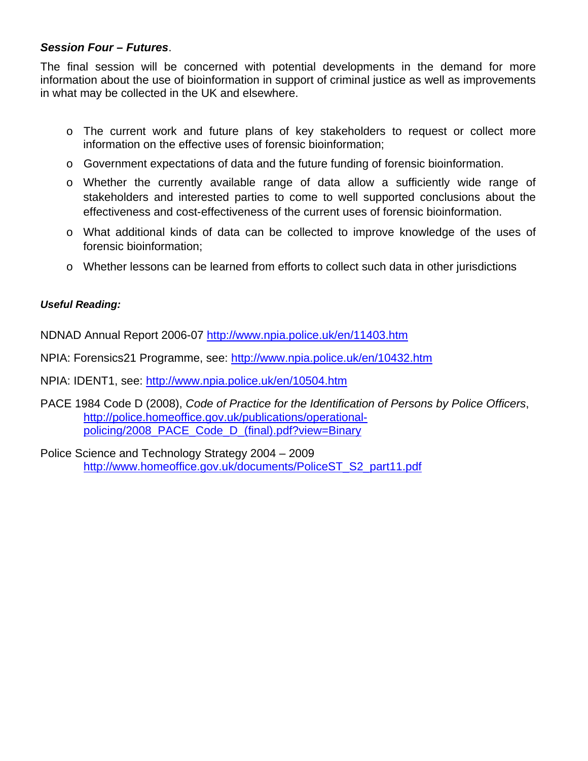***Session Four – Futures***.

The final session will be concerned with potential developments in the demand for more information about the use of bioinformation in support of criminal justice as well as improvements in what may be collected in the UK and elsewhere.

- The current work and future plans of key stakeholders to request or collect more information on the effective uses of forensic bioinformation;
- Government expectations of data and the future funding of forensic bioinformation.
- Whether the currently available range of data allow a sufficiently wide range of stakeholders and interested parties to come to well supported conclusions about the effectiveness and cost-effectiveness of the current uses of forensic bioinformation.
- What additional kinds of data can be collected to improve knowledge of the uses of forensic bioinformation;
- Whether lessons can be learned from efforts to collect such data in other jurisdictions

***Useful Reading:***

NDNAD Annual Report 2006-07 http://www.npia.police.uk/en/11403.htm

NPIA: Forensics21 Programme, see: http://www.npia.police.uk/en/10432.htm

NPIA: IDENT1, see: http://www.npia.police.uk/en/10504.htm

PACE 1984 Code D (2008), *Code of Practice for the Identification of Persons by Police Officers*, http://police.homeoffice.gov.uk/publications/operational-policing/2008_PACE_Code_D_(final).pdf?view=Binary

Police Science and Technology Strategy 2004 – 2009 http://www.homeoffice.gov.uk/documents/PoliceST_S2_part11.pdf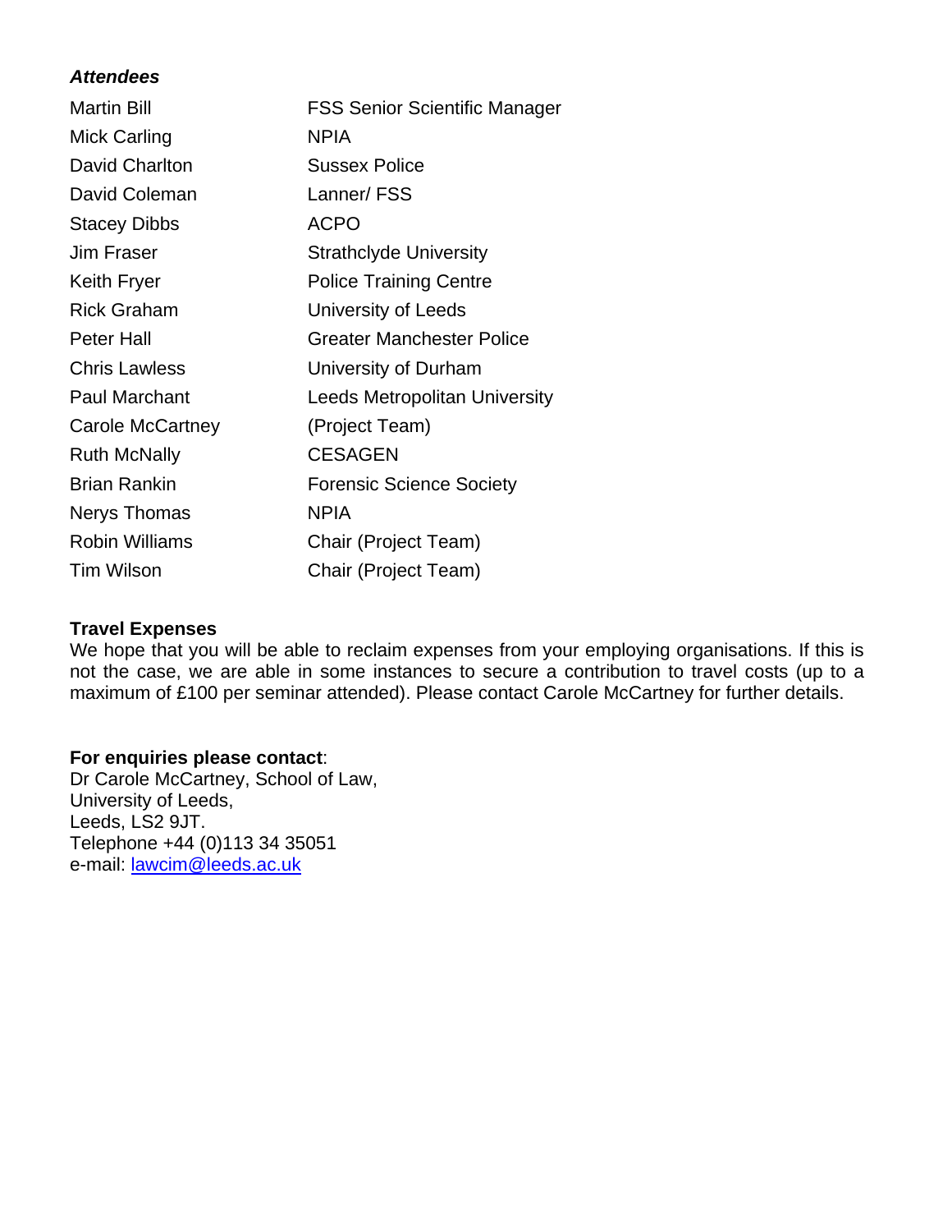***Attendees***

| | |
|---|---|
| Martin Bill | FSS Senior Scientific Manager |
| Mick Carling | NPIA |
| David Charlton | Sussex Police |
| David Coleman | Lanner/ FSS |
| Stacey Dibbs | ACPO |
| Jim Fraser | Strathclyde University |
| Keith Fryer | Police Training Centre |
| Rick Graham | University of Leeds |
| Peter Hall | Greater Manchester Police |
| Chris Lawless | University of Durham |
| Paul Marchant | Leeds Metropolitan University |
| Carole McCartney | (Project Team) |
| Ruth McNally | CESAGEN |
| Brian Rankin | Forensic Science Society |
| Nerys Thomas | NPIA |
| Robin Williams | Chair (Project Team) |
| Tim Wilson | Chair (Project Team) |

**Travel Expenses**
We hope that you will be able to reclaim expenses from your employing organisations. If this is not the case, we are able in some instances to secure a contribution to travel costs (up to a maximum of £100 per seminar attended). Please contact Carole McCartney for further details.

**For enquiries please contact**:
Dr Carole McCartney, School of Law,
University of Leeds,
Leeds, LS2 9JT.
Telephone +44 (0)113 34 35051
e-mail: lawcim@leeds.ac.uk